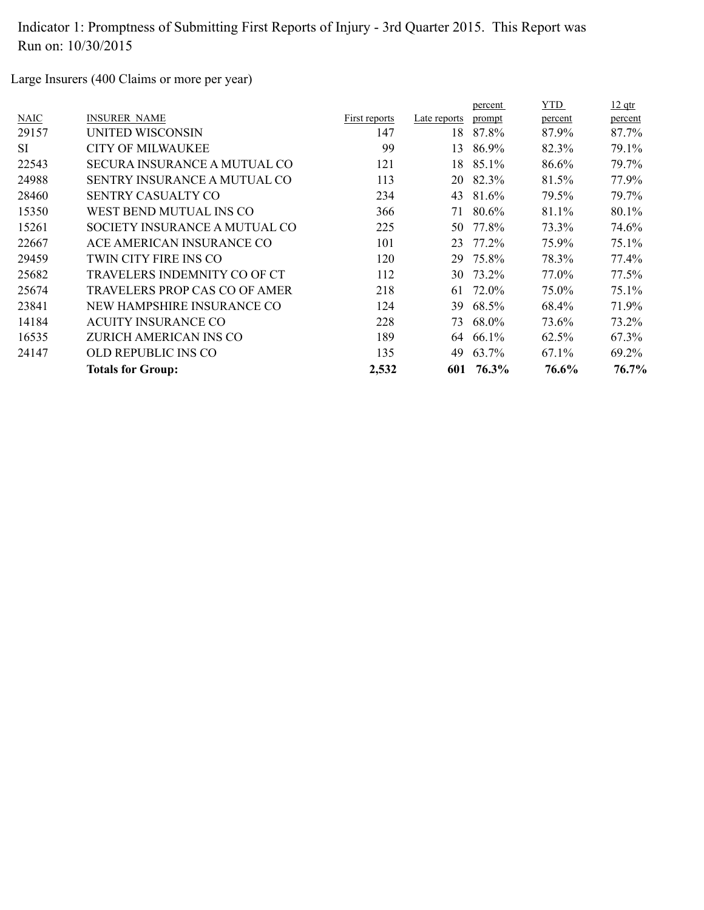Indicator 1: Promptness of Submitting First Reports of Injury - 3rd Quarter 2015. This Report was Run on: 10/30/2015

Large Insurers (400 Claims or more per year)

| NAIC | INSURER NAME | First reports | Late reports | percent prompt | YTD percent | 12 qtr percent |
|---|---|---|---|---|---|---|
| 29157 | UNITED WISCONSIN | 147 | 18 | 87.8% | 87.9% | 87.7% |
| SI | CITY OF MILWAUKEE | 99 | 13 | 86.9% | 82.3% | 79.1% |
| 22543 | SECURA INSURANCE A MUTUAL CO | 121 | 18 | 85.1% | 86.6% | 79.7% |
| 24988 | SENTRY INSURANCE A MUTUAL CO | 113 | 20 | 82.3% | 81.5% | 77.9% |
| 28460 | SENTRY CASUALTY CO | 234 | 43 | 81.6% | 79.5% | 79.7% |
| 15350 | WEST BEND MUTUAL INS CO | 366 | 71 | 80.6% | 81.1% | 80.1% |
| 15261 | SOCIETY INSURANCE A MUTUAL CO | 225 | 50 | 77.8% | 73.3% | 74.6% |
| 22667 | ACE AMERICAN INSURANCE CO | 101 | 23 | 77.2% | 75.9% | 75.1% |
| 29459 | TWIN CITY FIRE INS CO | 120 | 29 | 75.8% | 78.3% | 77.4% |
| 25682 | TRAVELERS INDEMNITY CO OF CT | 112 | 30 | 73.2% | 77.0% | 77.5% |
| 25674 | TRAVELERS PROP CAS CO OF AMER | 218 | 61 | 72.0% | 75.0% | 75.1% |
| 23841 | NEW HAMPSHIRE INSURANCE CO | 124 | 39 | 68.5% | 68.4% | 71.9% |
| 14184 | ACUITY INSURANCE CO | 228 | 73 | 68.0% | 73.6% | 73.2% |
| 16535 | ZURICH AMERICAN INS CO | 189 | 64 | 66.1% | 62.5% | 67.3% |
| 24147 | OLD REPUBLIC INS CO | 135 | 49 | 63.7% | 67.1% | 69.2% |
| | **Totals for Group:** | **2,532** | **601** | **76.3%** | **76.6%** | **76.7%** |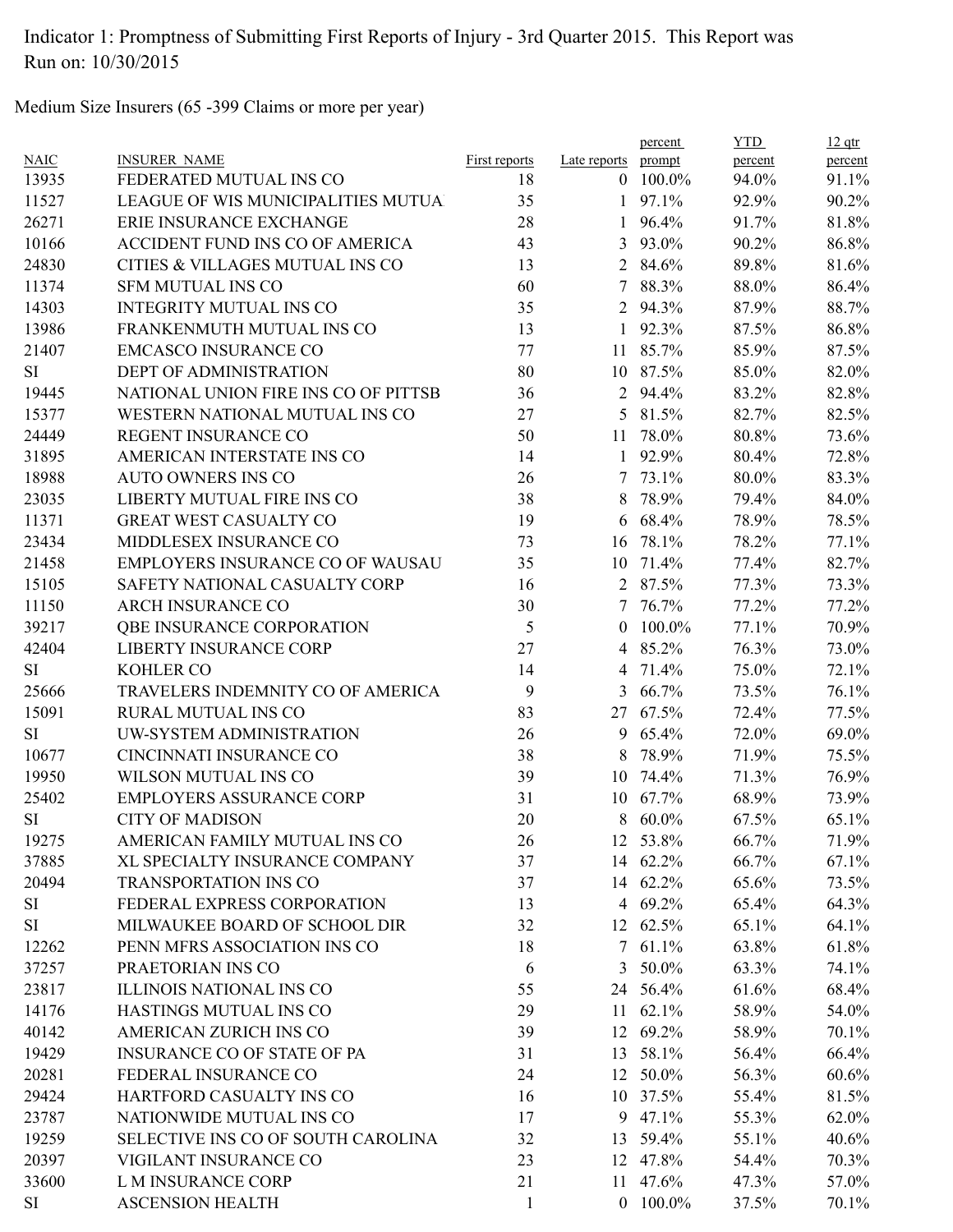Indicator 1: Promptness of Submitting First Reports of Injury - 3rd Quarter 2015. This Report was Run on: 10/30/2015

Medium Size Insurers (65 -399 Claims or more per year)

| NAIC | INSURER NAME | First reports | Late reports | percent prompt | YTD percent | 12 qtr percent |
|---|---|---|---|---|---|---|
| 13935 | FEDERATED MUTUAL INS CO | 18 | 0 | 100.0% | 94.0% | 91.1% |
| 11527 | LEAGUE OF WIS MUNICIPALITIES MUTUA | 35 | 1 | 97.1% | 92.9% | 90.2% |
| 26271 | ERIE INSURANCE EXCHANGE | 28 | 1 | 96.4% | 91.7% | 81.8% |
| 10166 | ACCIDENT FUND INS CO OF AMERICA | 43 | 3 | 93.0% | 90.2% | 86.8% |
| 24830 | CITIES & VILLAGES MUTUAL INS CO | 13 | 2 | 84.6% | 89.8% | 81.6% |
| 11374 | SFM MUTUAL INS CO | 60 | 7 | 88.3% | 88.0% | 86.4% |
| 14303 | INTEGRITY MUTUAL INS CO | 35 | 2 | 94.3% | 87.9% | 88.7% |
| 13986 | FRANKENMUTH MUTUAL INS CO | 13 | 1 | 92.3% | 87.5% | 86.8% |
| 21407 | EMCASCO INSURANCE CO | 77 | 11 | 85.7% | 85.9% | 87.5% |
| SI | DEPT OF ADMINISTRATION | 80 | 10 | 87.5% | 85.0% | 82.0% |
| 19445 | NATIONAL UNION FIRE INS CO OF PITTSB | 36 | 2 | 94.4% | 83.2% | 82.8% |
| 15377 | WESTERN NATIONAL MUTUAL INS CO | 27 | 5 | 81.5% | 82.7% | 82.5% |
| 24449 | REGENT INSURANCE CO | 50 | 11 | 78.0% | 80.8% | 73.6% |
| 31895 | AMERICAN INTERSTATE INS CO | 14 | 1 | 92.9% | 80.4% | 72.8% |
| 18988 | AUTO OWNERS INS CO | 26 | 7 | 73.1% | 80.0% | 83.3% |
| 23035 | LIBERTY MUTUAL FIRE INS CO | 38 | 8 | 78.9% | 79.4% | 84.0% |
| 11371 | GREAT WEST CASUALTY CO | 19 | 6 | 68.4% | 78.9% | 78.5% |
| 23434 | MIDDLESEX INSURANCE CO | 73 | 16 | 78.1% | 78.2% | 77.1% |
| 21458 | EMPLOYERS INSURANCE CO OF WAUSAU | 35 | 10 | 71.4% | 77.4% | 82.7% |
| 15105 | SAFETY NATIONAL CASUALTY CORP | 16 | 2 | 87.5% | 77.3% | 73.3% |
| 11150 | ARCH INSURANCE CO | 30 | 7 | 76.7% | 77.2% | 77.2% |
| 39217 | QBE INSURANCE CORPORATION | 5 | 0 | 100.0% | 77.1% | 70.9% |
| 42404 | LIBERTY INSURANCE CORP | 27 | 4 | 85.2% | 76.3% | 73.0% |
| SI | KOHLER CO | 14 | 4 | 71.4% | 75.0% | 72.1% |
| 25666 | TRAVELERS INDEMNITY CO OF AMERICA | 9 | 3 | 66.7% | 73.5% | 76.1% |
| 15091 | RURAL MUTUAL INS CO | 83 | 27 | 67.5% | 72.4% | 77.5% |
| SI | UW-SYSTEM ADMINISTRATION | 26 | 9 | 65.4% | 72.0% | 69.0% |
| 10677 | CINCINNATI INSURANCE CO | 38 | 8 | 78.9% | 71.9% | 75.5% |
| 19950 | WILSON MUTUAL INS CO | 39 | 10 | 74.4% | 71.3% | 76.9% |
| 25402 | EMPLOYERS ASSURANCE CORP | 31 | 10 | 67.7% | 68.9% | 73.9% |
| SI | CITY OF MADISON | 20 | 8 | 60.0% | 67.5% | 65.1% |
| 19275 | AMERICAN FAMILY MUTUAL INS CO | 26 | 12 | 53.8% | 66.7% | 71.9% |
| 37885 | XL SPECIALTY INSURANCE COMPANY | 37 | 14 | 62.2% | 66.7% | 67.1% |
| 20494 | TRANSPORTATION INS CO | 37 | 14 | 62.2% | 65.6% | 73.5% |
| SI | FEDERAL EXPRESS CORPORATION | 13 | 4 | 69.2% | 65.4% | 64.3% |
| SI | MILWAUKEE BOARD OF SCHOOL DIR | 32 | 12 | 62.5% | 65.1% | 64.1% |
| 12262 | PENN MFRS ASSOCIATION INS CO | 18 | 7 | 61.1% | 63.8% | 61.8% |
| 37257 | PRAETORIAN INS CO | 6 | 3 | 50.0% | 63.3% | 74.1% |
| 23817 | ILLINOIS NATIONAL INS CO | 55 | 24 | 56.4% | 61.6% | 68.4% |
| 14176 | HASTINGS MUTUAL INS CO | 29 | 11 | 62.1% | 58.9% | 54.0% |
| 40142 | AMERICAN ZURICH INS CO | 39 | 12 | 69.2% | 58.9% | 70.1% |
| 19429 | INSURANCE CO OF STATE OF PA | 31 | 13 | 58.1% | 56.4% | 66.4% |
| 20281 | FEDERAL INSURANCE CO | 24 | 12 | 50.0% | 56.3% | 60.6% |
| 29424 | HARTFORD CASUALTY INS CO | 16 | 10 | 37.5% | 55.4% | 81.5% |
| 23787 | NATIONWIDE MUTUAL INS CO | 17 | 9 | 47.1% | 55.3% | 62.0% |
| 19259 | SELECTIVE INS CO OF SOUTH CAROLINA | 32 | 13 | 59.4% | 55.1% | 40.6% |
| 20397 | VIGILANT INSURANCE CO | 23 | 12 | 47.8% | 54.4% | 70.3% |
| 33600 | L M INSURANCE CORP | 21 | 11 | 47.6% | 47.3% | 57.0% |
| SI | ASCENSION HEALTH | 1 | 0 | 100.0% | 37.5% | 70.1% |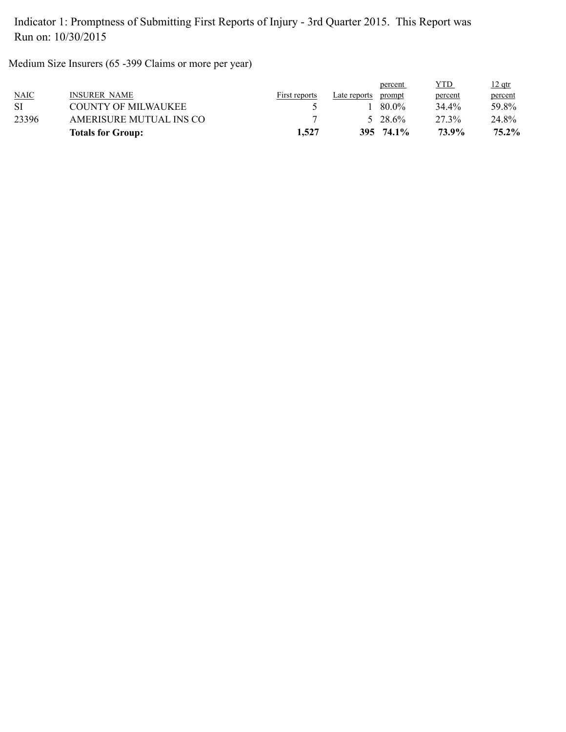Indicator 1: Promptness of Submitting First Reports of Injury - 3rd Quarter 2015. This Report was Run on: 10/30/2015

Medium Size Insurers (65 -399 Claims or more per year)

| NAIC | INSURER NAME | First reports | Late reports | percent prompt | YTD percent | 12 qtr percent |
|---|---|---|---|---|---|---|
| SI | COUNTY OF MILWAUKEE | 5 | 1 | 80.0% | 34.4% | 59.8% |
| 23396 | AMERISURE MUTUAL INS CO | 7 | 5 | 28.6% | 27.3% | 24.8% |
| | **Totals for Group:** | **1,527** | **395** | **74.1%** | **73.9%** | **75.2%** |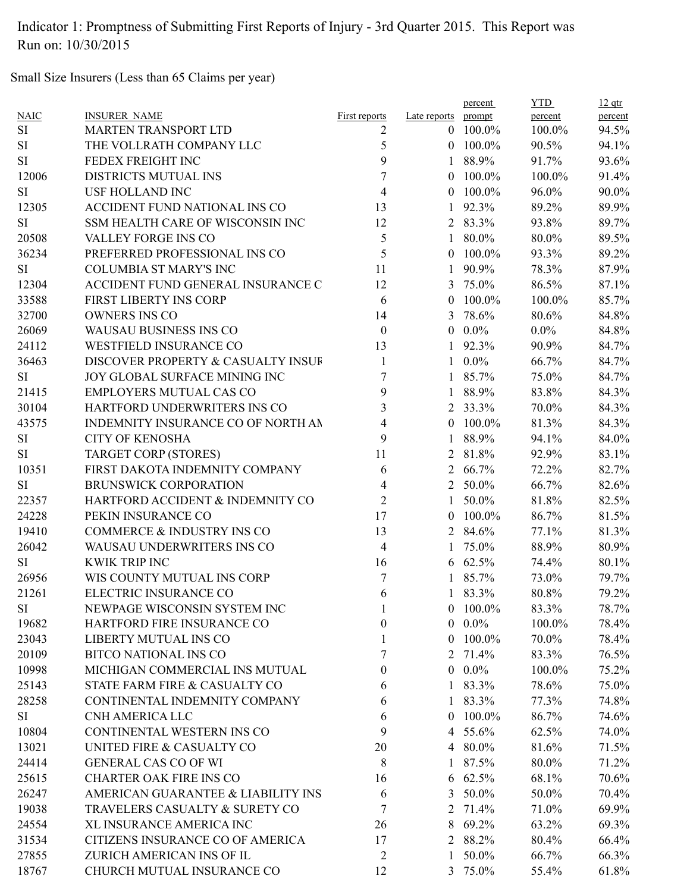Indicator 1: Promptness of Submitting First Reports of Injury - 3rd Quarter 2015. This Report was Run on: 10/30/2015

Small Size Insurers (Less than 65 Claims per year)

| NAIC | INSURER_NAME | First reports | Late reports | percent prompt | YTD percent | 12 qtr percent |
|---|---|---|---|---|---|---|
| SI | MARTEN TRANSPORT LTD | 2 | 0 | 100.0% | 100.0% | 94.5% |
| SI | THE VOLLRATH COMPANY LLC | 5 | 0 | 100.0% | 90.5% | 94.1% |
| SI | FEDEX FREIGHT INC | 9 | 1 | 88.9% | 91.7% | 93.6% |
| 12006 | DISTRICTS MUTUAL INS | 7 | 0 | 100.0% | 100.0% | 91.4% |
| SI | USF HOLLAND INC | 4 | 0 | 100.0% | 96.0% | 90.0% |
| 12305 | ACCIDENT FUND NATIONAL INS CO | 13 | 1 | 92.3% | 89.2% | 89.9% |
| SI | SSM HEALTH CARE OF WISCONSIN INC | 12 | 2 | 83.3% | 93.8% | 89.7% |
| 20508 | VALLEY FORGE INS CO | 5 | 1 | 80.0% | 80.0% | 89.5% |
| 36234 | PREFERRED PROFESSIONAL INS CO | 5 | 0 | 100.0% | 93.3% | 89.2% |
| SI | COLUMBIA ST MARY'S INC | 11 | 1 | 90.9% | 78.3% | 87.9% |
| 12304 | ACCIDENT FUND GENERAL INSURANCE C | 12 | 3 | 75.0% | 86.5% | 87.1% |
| 33588 | FIRST LIBERTY INS CORP | 6 | 0 | 100.0% | 100.0% | 85.7% |
| 32700 | OWNERS INS CO | 14 | 3 | 78.6% | 80.6% | 84.8% |
| 26069 | WAUSAU BUSINESS INS CO | 0 | 0 | 0.0% | 0.0% | 84.8% |
| 24112 | WESTFIELD INSURANCE CO | 13 | 1 | 92.3% | 90.9% | 84.7% |
| 36463 | DISCOVER PROPERTY & CASUALTY INSUF | 1 | 1 | 0.0% | 66.7% | 84.7% |
| SI | JOY GLOBAL SURFACE MINING INC | 7 | 1 | 85.7% | 75.0% | 84.7% |
| 21415 | EMPLOYERS MUTUAL CAS CO | 9 | 1 | 88.9% | 83.8% | 84.3% |
| 30104 | HARTFORD UNDERWRITERS INS CO | 3 | 2 | 33.3% | 70.0% | 84.3% |
| 43575 | INDEMNITY INSURANCE CO OF NORTH AI | 4 | 0 | 100.0% | 81.3% | 84.3% |
| SI | CITY OF KENOSHA | 9 | 1 | 88.9% | 94.1% | 84.0% |
| SI | TARGET CORP (STORES) | 11 | 2 | 81.8% | 92.9% | 83.1% |
| 10351 | FIRST DAKOTA INDEMNITY COMPANY | 6 | 2 | 66.7% | 72.2% | 82.7% |
| SI | BRUNSWICK CORPORATION | 4 | 2 | 50.0% | 66.7% | 82.6% |
| 22357 | HARTFORD ACCIDENT & INDEMNITY CO | 2 | 1 | 50.0% | 81.8% | 82.5% |
| 24228 | PEKIN INSURANCE CO | 17 | 0 | 100.0% | 86.7% | 81.5% |
| 19410 | COMMERCE & INDUSTRY INS CO | 13 | 2 | 84.6% | 77.1% | 81.3% |
| 26042 | WAUSAU UNDERWRITERS INS CO | 4 | 1 | 75.0% | 88.9% | 80.9% |
| SI | KWIK TRIP INC | 16 | 6 | 62.5% | 74.4% | 80.1% |
| 26956 | WIS COUNTY MUTUAL INS CORP | 7 | 1 | 85.7% | 73.0% | 79.7% |
| 21261 | ELECTRIC INSURANCE CO | 6 | 1 | 83.3% | 80.8% | 79.2% |
| SI | NEWPAGE WISCONSIN SYSTEM INC | 1 | 0 | 100.0% | 83.3% | 78.7% |
| 19682 | HARTFORD FIRE INSURANCE CO | 0 | 0 | 0.0% | 100.0% | 78.4% |
| 23043 | LIBERTY MUTUAL INS CO | 1 | 0 | 100.0% | 70.0% | 78.4% |
| 20109 | BITCO NATIONAL INS CO | 7 | 2 | 71.4% | 83.3% | 76.5% |
| 10998 | MICHIGAN COMMERCIAL INS MUTUAL | 0 | 0 | 0.0% | 100.0% | 75.2% |
| 25143 | STATE FARM FIRE & CASUALTY CO | 6 | 1 | 83.3% | 78.6% | 75.0% |
| 28258 | CONTINENTAL INDEMNITY COMPANY | 6 | 1 | 83.3% | 77.3% | 74.8% |
| SI | CNH AMERICA LLC | 6 | 0 | 100.0% | 86.7% | 74.6% |
| 10804 | CONTINENTAL WESTERN INS CO | 9 | 4 | 55.6% | 62.5% | 74.0% |
| 13021 | UNITED FIRE & CASUALTY CO | 20 | 4 | 80.0% | 81.6% | 71.5% |
| 24414 | GENERAL CAS CO OF WI | 8 | 1 | 87.5% | 80.0% | 71.2% |
| 25615 | CHARTER OAK FIRE INS CO | 16 | 6 | 62.5% | 68.1% | 70.6% |
| 26247 | AMERICAN GUARANTEE & LIABILITY INS | 6 | 3 | 50.0% | 50.0% | 70.4% |
| 19038 | TRAVELERS CASUALTY & SURETY CO | 7 | 2 | 71.4% | 71.0% | 69.9% |
| 24554 | XL INSURANCE AMERICA INC | 26 | 8 | 69.2% | 63.2% | 69.3% |
| 31534 | CITIZENS INSURANCE CO OF AMERICA | 17 | 2 | 88.2% | 80.4% | 66.4% |
| 27855 | ZURICH AMERICAN INS OF IL | 2 | 1 | 50.0% | 66.7% | 66.3% |
| 18767 | CHURCH MUTUAL INSURANCE CO | 12 | 3 | 75.0% | 55.4% | 61.8% |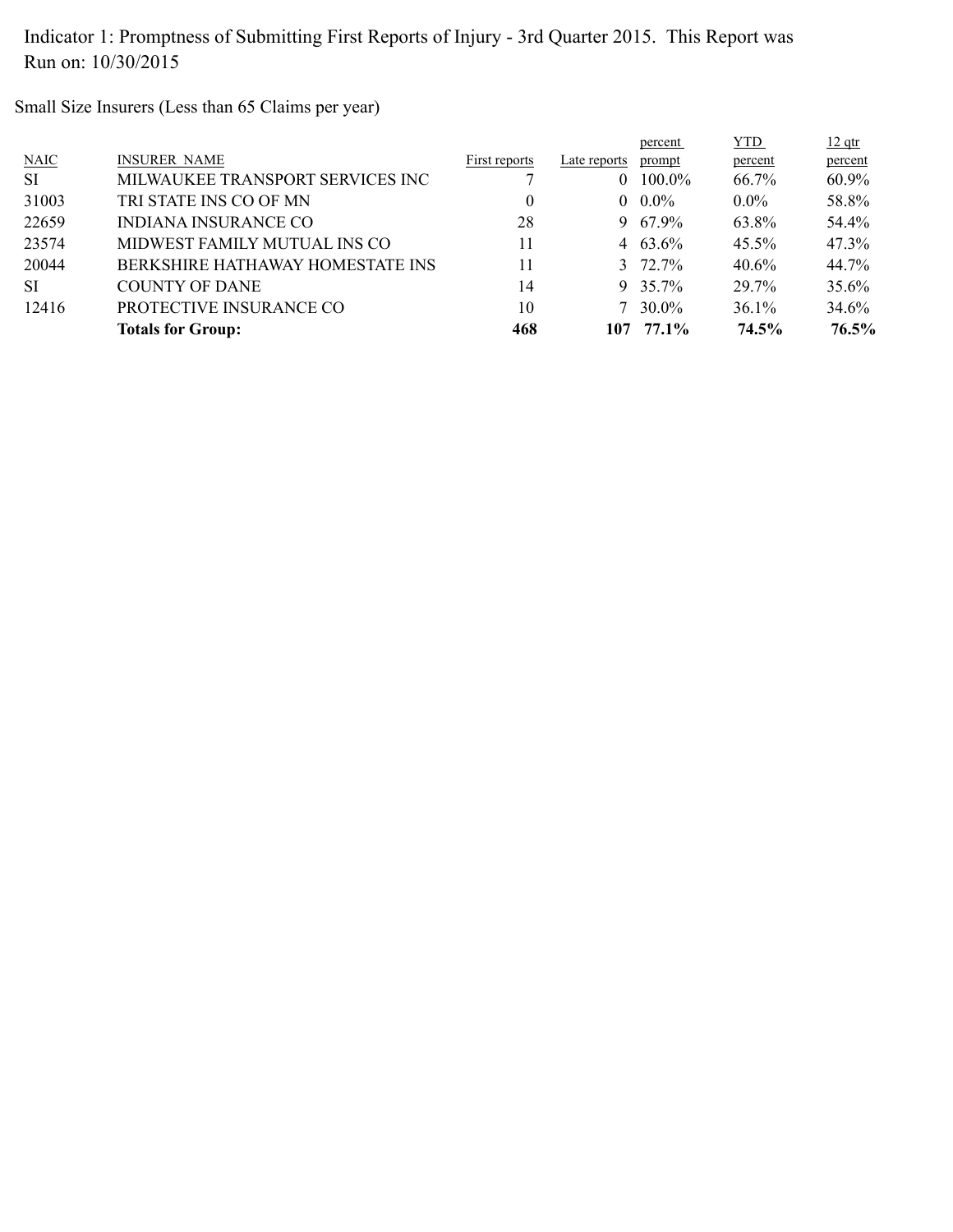Indicator 1: Promptness of Submitting First Reports of Injury - 3rd Quarter 2015. This Report was Run on: 10/30/2015

Small Size Insurers (Less than 65 Claims per year)

| NAIC | INSURER NAME | First reports | Late reports | percent prompt | YTD percent | 12 qtr percent |
|---|---|---|---|---|---|---|
| SI | MILWAUKEE TRANSPORT SERVICES INC | 7 | 0 | 100.0% | 66.7% | 60.9% |
| 31003 | TRI STATE INS CO OF MN | 0 | 0 | 0.0% | 0.0% | 58.8% |
| 22659 | INDIANA INSURANCE CO | 28 | 9 | 67.9% | 63.8% | 54.4% |
| 23574 | MIDWEST FAMILY MUTUAL INS CO | 11 | 4 | 63.6% | 45.5% | 47.3% |
| 20044 | BERKSHIRE HATHAWAY HOMESTATE INS | 11 | 3 | 72.7% | 40.6% | 44.7% |
| SI | COUNTY OF DANE | 14 | 9 | 35.7% | 29.7% | 35.6% |
| 12416 | PROTECTIVE INSURANCE CO | 10 | 7 | 30.0% | 36.1% | 34.6% |
| | **Totals for Group:** | **468** | **107** | **77.1%** | **74.5%** | **76.5%** |